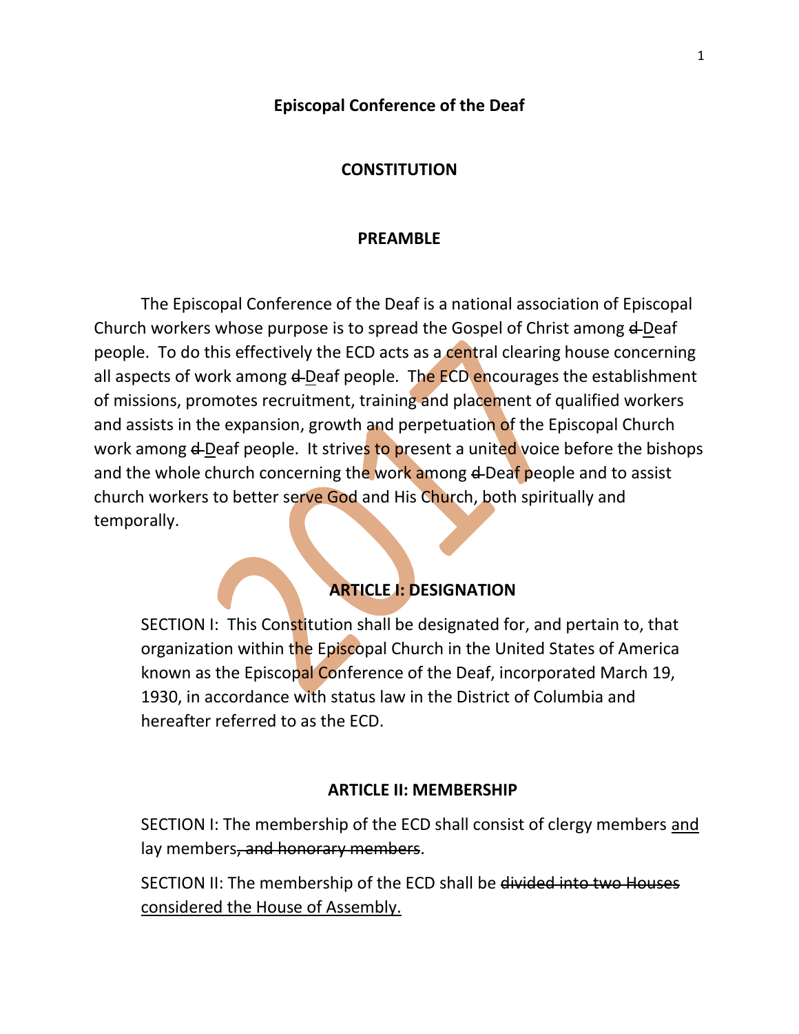**Episcopal Conference of the Deaf**

# CONSTITUTION

## PREAMBLE

The Episcopal Conference of the Deaf is a national association of Episcopal Church workers whose purpose is to spread the Gospel of Christ among ~~d~~ <u>D</u>eaf people. To do this effectively the ECD acts as a central clearing house concerning all aspects of work among ~~d~~ <u>D</u>eaf people. The ECD encourages the establishment of missions, promotes recruitment, training and placement of qualified workers and assists in the expansion, growth and perpetuation of the Episcopal Church work among ~~d~~ <u>D</u>eaf people. It strives to present a united voice before the bishops and the whole church concerning the work among ~~d~~ Deaf people and to assist church workers to better serve God and His Church, both spiritually and temporally.

## ARTICLE I: DESIGNATION

SECTION I: This Constitution shall be designated for, and pertain to, that organization within the Episcopal Church in the United States of America known as the Episcopal Conference of the Deaf, incorporated March 19, 1930, in accordance with status law in the District of Columbia and hereafter referred to as the ECD.

## ARTICLE II: MEMBERSHIP

SECTION I: The membership of the ECD shall consist of clergy members <u>and</u> lay members~~, and honorary members~~.

SECTION II: The membership of the ECD shall be ~~divided into two Houses~~ <u>considered the House of Assembly.</u>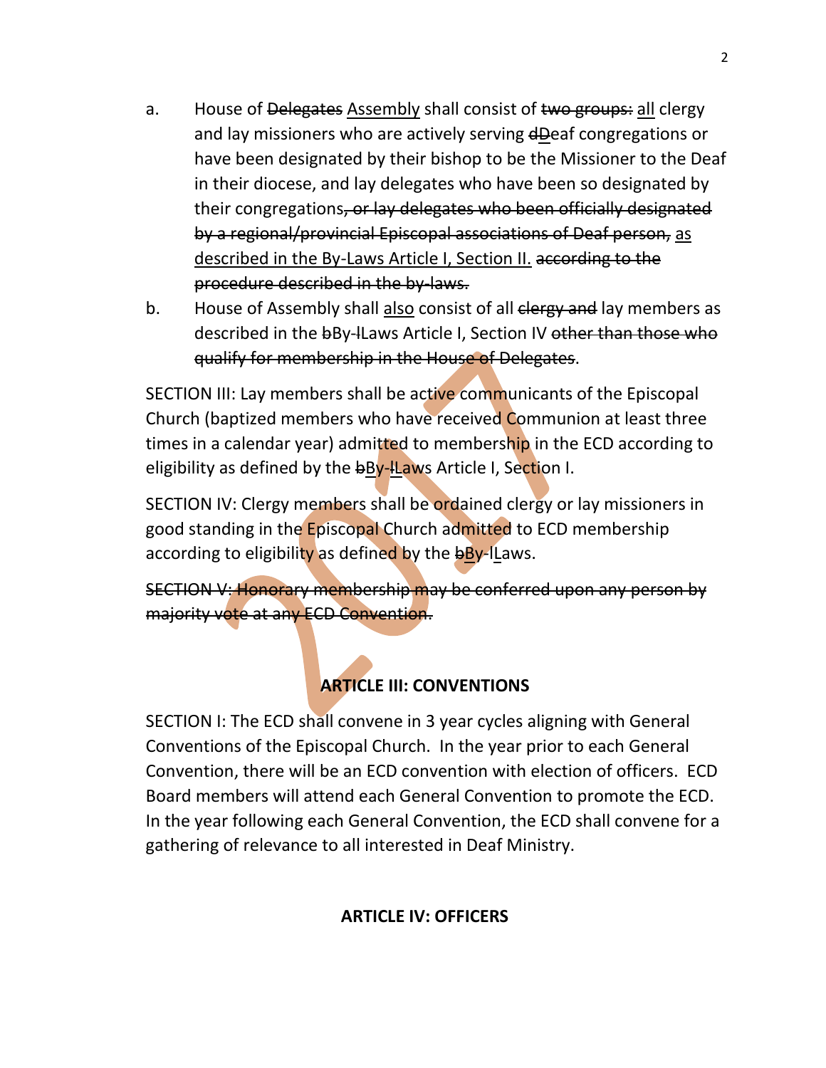a. House of ~~Delegates~~ <u>Assembly</u> shall consist of ~~two groups:~~ <u>all</u> clergy and lay missioners who are actively serving ~~d~~<u>D</u>eaf congregations or have been designated by their bishop to be the Missioner to the Deaf in their diocese, and lay delegates who have been so designated by their congregations~~, or lay delegates who been officially designated by a regional/provincial Episcopal associations of Deaf person,~~ <u>as described in the By-Laws Article I, Section II.</u> ~~according to the procedure described in the by-laws.~~

b. House of Assembly shall <u>also</u> consist of all ~~clergy and~~ lay members as described in the ~~b~~By-~~l~~Laws Article I, Section IV ~~other than those who qualify for membership in the House of Delegates~~.

SECTION III: Lay members shall be active communicants of the Episcopal Church (baptized members who have received Communion at least three times in a calendar year) admitted to membership in the ECD according to eligibility as defined by the ~~b~~<u>B</u>y-~~l~~<u>L</u>aws Article I, Section I.

SECTION IV: Clergy members shall be ordained clergy or lay missioners in good standing in the Episcopal Church admitted to ECD membership according to eligibility as defined by the ~~b~~<u>B</u>y-~~l~~<u>L</u>aws.

~~SECTION V: Honorary membership may be conferred upon any person by majority vote at any ECD Convention.~~

## ARTICLE III: CONVENTIONS

SECTION I: The ECD shall convene in 3 year cycles aligning with General Conventions of the Episcopal Church. In the year prior to each General Convention, there will be an ECD convention with election of officers. ECD Board members will attend each General Convention to promote the ECD. In the year following each General Convention, the ECD shall convene for a gathering of relevance to all interested in Deaf Ministry.

## ARTICLE IV: OFFICERS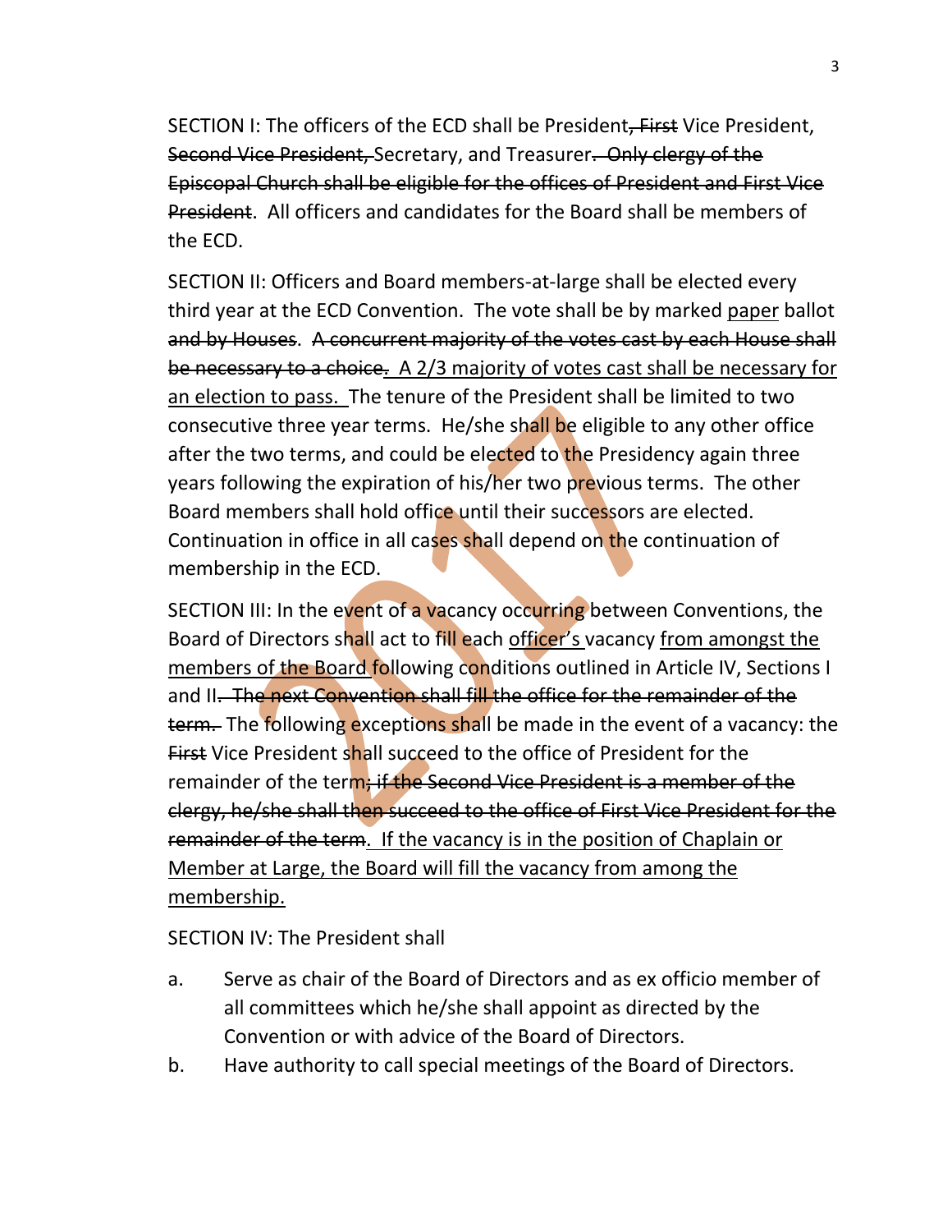SECTION I: The officers of the ECD shall be President~~, First~~ Vice President, ~~Second Vice President,~~ Secretary, and Treasurer~~. Only clergy of the Episcopal Church shall be eligible for the offices of President and First Vice President~~. All officers and candidates for the Board shall be members of the ECD.

SECTION II: Officers and Board members-at-large shall be elected every third year at the ECD Convention. The vote shall be by marked <u>paper</u> ballot ~~and by Houses~~. ~~A concurrent majority of the votes cast by each House shall be necessary to a choice.~~ <u>A 2/3 majority of votes cast shall be necessary for an election to pass.</u> The tenure of the President shall be limited to two consecutive three year terms. He/she shall be eligible to any other office after the two terms, and could be elected to the Presidency again three years following the expiration of his/her two previous terms. The other Board members shall hold office until their successors are elected. Continuation in office in all cases shall depend on the continuation of membership in the ECD.

SECTION III: In the event of a vacancy occurring between Conventions, the Board of Directors shall act to fill each <u>officer's</u> vacancy <u>from amongst the members of the Board</u> following conditions outlined in Article IV, Sections I and II~~. The next Convention shall fill the office for the remainder of the term.~~ The following exceptions shall be made in the event of a vacancy: the ~~First~~ Vice President shall succeed to the office of President for the remainder of the term~~; if the Second Vice President is a member of the clergy, he/she shall then succeed to the office of First Vice President for the remainder of the term~~. <u>If the vacancy is in the position of Chaplain or Member at Large, the Board will fill the vacancy from among the membership.</u>

SECTION IV: The President shall

a. Serve as chair of the Board of Directors and as ex officio member of all committees which he/she shall appoint as directed by the Convention or with advice of the Board of Directors.

b. Have authority to call special meetings of the Board of Directors.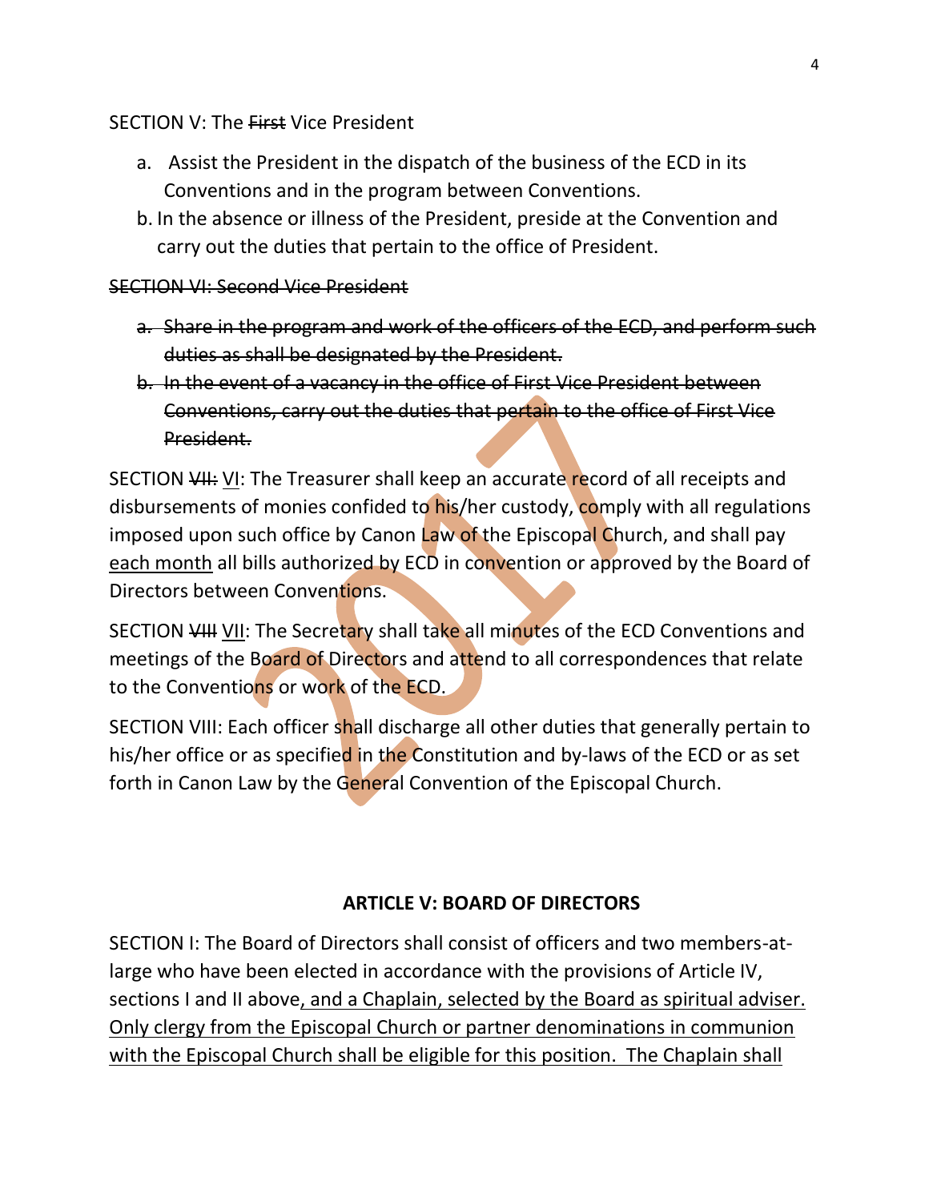SECTION V: The ~~First~~ Vice President

a. Assist the President in the dispatch of the business of the ECD in its Conventions and in the program between Conventions.
b. In the absence or illness of the President, preside at the Convention and carry out the duties that pertain to the office of President.

~~SECTION VI: Second Vice President~~

~~a. Share in the program and work of the officers of the ECD, and perform such duties as shall be designated by the President.~~
~~b. In the event of a vacancy in the office of First Vice President between Conventions, carry out the duties that pertain to the office of First Vice President.~~

SECTION ~~VII:~~ <u>VI</u>: The Treasurer shall keep an accurate record of all receipts and disbursements of monies confided to his/her custody, comply with all regulations imposed upon such office by Canon Law of the Episcopal Church, and shall pay <u>each month</u> all bills authorized by ECD in convention or approved by the Board of Directors between Conventions.

SECTION ~~VIII~~ <u>VII</u>: The Secretary shall take all minutes of the ECD Conventions and meetings of the Board of Directors and attend to all correspondences that relate to the Conventions or work of the ECD.

SECTION VIII: Each officer shall discharge all other duties that generally pertain to his/her office or as specified in the Constitution and by-laws of the ECD or as set forth in Canon Law by the General Convention of the Episcopal Church.

**ARTICLE V: BOARD OF DIRECTORS**

SECTION I: The Board of Directors shall consist of officers and two members-at-large who have been elected in accordance with the provisions of Article IV, sections I and II above<u>, and a Chaplain, selected by the Board as spiritual adviser. Only clergy from the Episcopal Church or partner denominations in communion with the Episcopal Church shall be eligible for this position. The Chaplain shall</u>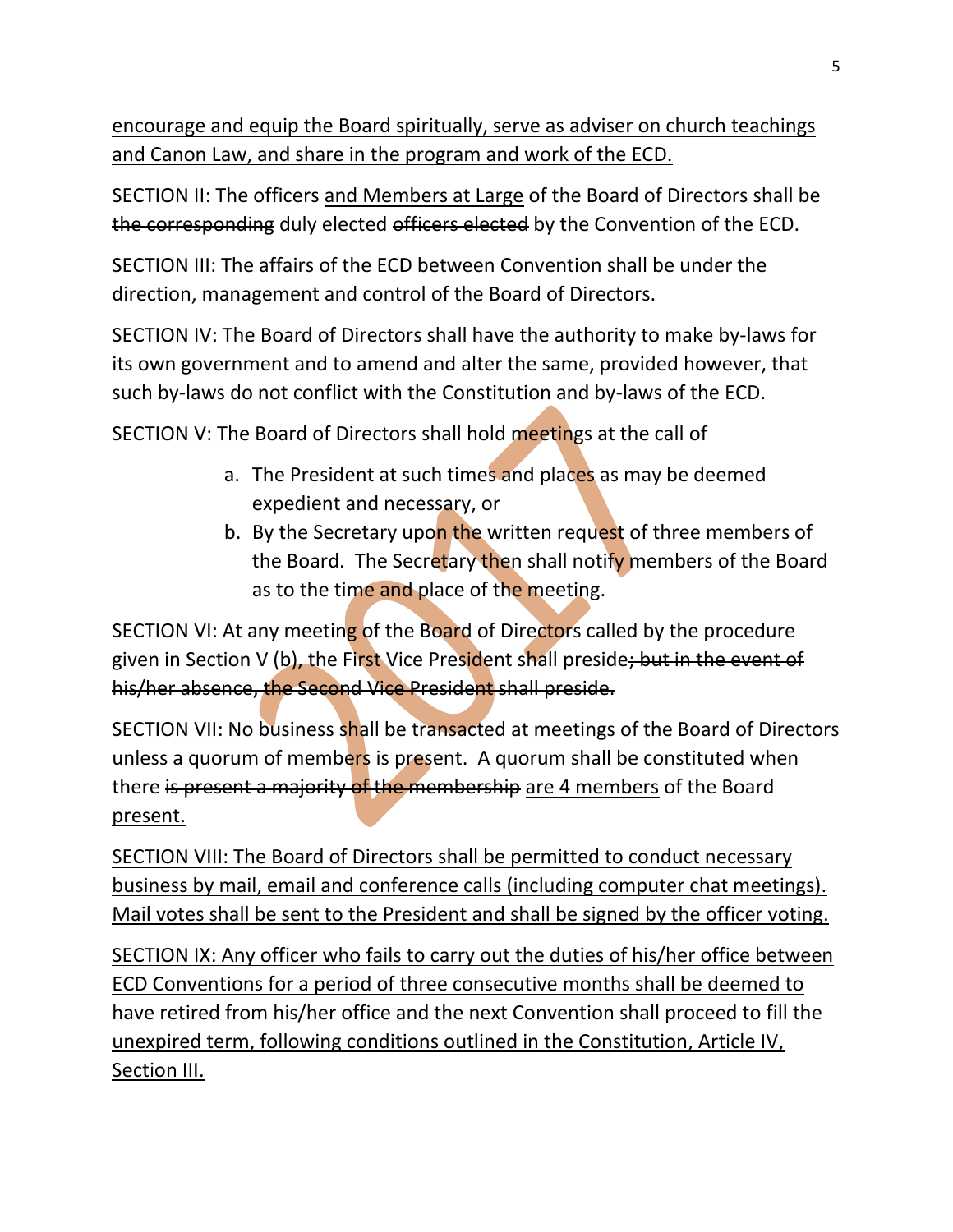<u>encourage and equip the Board spiritually, serve as adviser on church teachings and Canon Law, and share in the program and work of the ECD.</u>

SECTION II: The officers <u>and Members at Large</u> of the Board of Directors shall be ~~the corresponding~~ duly elected ~~officers elected~~ by the Convention of the ECD.

SECTION III: The affairs of the ECD between Convention shall be under the direction, management and control of the Board of Directors.

SECTION IV: The Board of Directors shall have the authority to make by-laws for its own government and to amend and alter the same, provided however, that such by-laws do not conflict with the Constitution and by-laws of the ECD.

SECTION V: The Board of Directors shall hold meetings at the call of

a. The President at such times and places as may be deemed expedient and necessary, or
b. By the Secretary upon the written request of three members of the Board. The Secretary then shall notify members of the Board as to the time and place of the meeting.

SECTION VI: At any meeting of the Board of Directors called by the procedure given in Section V (b), the First Vice President shall preside~~; but in the event of his/her absence, the Second Vice President shall preside.~~

SECTION VII: No business shall be transacted at meetings of the Board of Directors unless a quorum of members is present. A quorum shall be constituted when there ~~is present a majority of the membership~~ <u>are 4 members</u> of the Board <u>present.</u>

<u>SECTION VIII: The Board of Directors shall be permitted to conduct necessary business by mail, email and conference calls (including computer chat meetings). Mail votes shall be sent to the President and shall be signed by the officer voting.</u>

<u>SECTION IX: Any officer who fails to carry out the duties of his/her office between ECD Conventions for a period of three consecutive months shall be deemed to have retired from his/her office and the next Convention shall proceed to fill the unexpired term, following conditions outlined in the Constitution, Article IV, Section III.</u>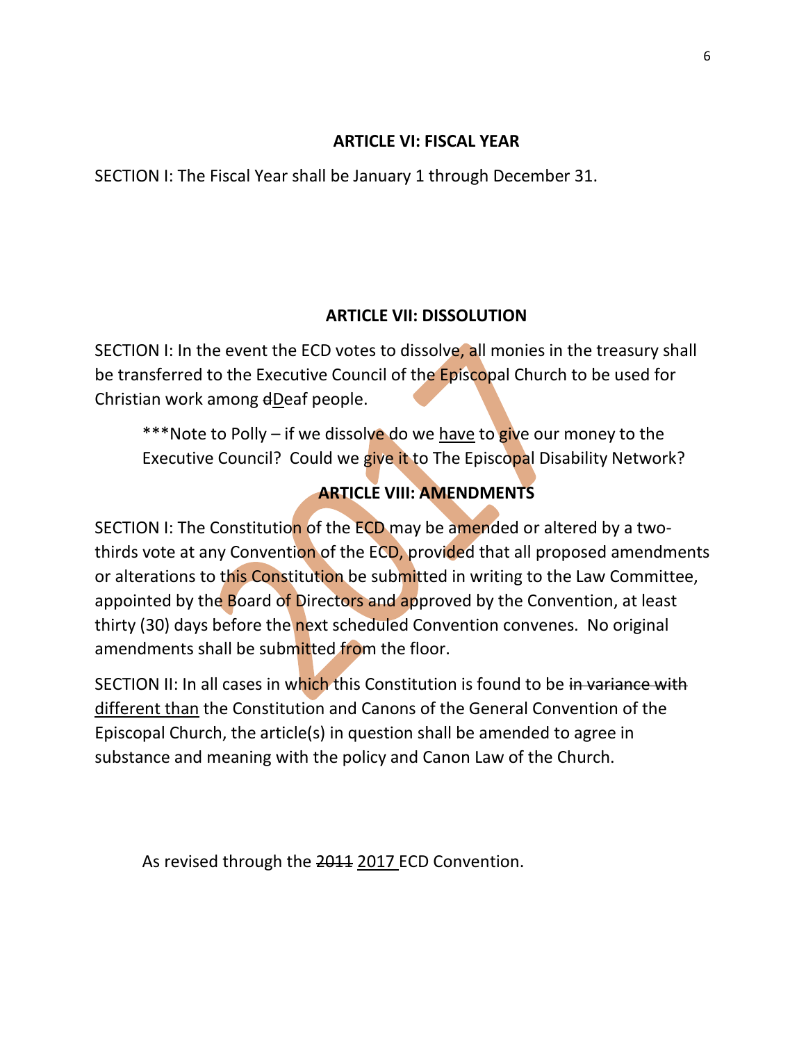## ARTICLE VI: FISCAL YEAR

SECTION I: The Fiscal Year shall be January 1 through December 31.

## ARTICLE VII: DISSOLUTION

SECTION I: In the event the ECD votes to dissolve, all monies in the treasury shall be transferred to the Executive Council of the Episcopal Church to be used for Christian work among ~~d~~<u>D</u>eaf people.

> ***Note to Polly – if we dissolve do we <u>have</u> to give our money to the Executive Council? Could we give it to The Episcopal Disability Network?

## ARTICLE VIII: AMENDMENTS

SECTION I: The Constitution of the ECD may be amended or altered by a two-thirds vote at any Convention of the ECD, provided that all proposed amendments or alterations to this Constitution be submitted in writing to the Law Committee, appointed by the Board of Directors and approved by the Convention, at least thirty (30) days before the next scheduled Convention convenes. No original amendments shall be submitted from the floor.

SECTION II: In all cases in which this Constitution is found to be ~~in variance with~~ <u>different than</u> the Constitution and Canons of the General Convention of the Episcopal Church, the article(s) in question shall be amended to agree in substance and meaning with the policy and Canon Law of the Church.

As revised through the ~~2011~~ <u>2017</u> ECD Convention.